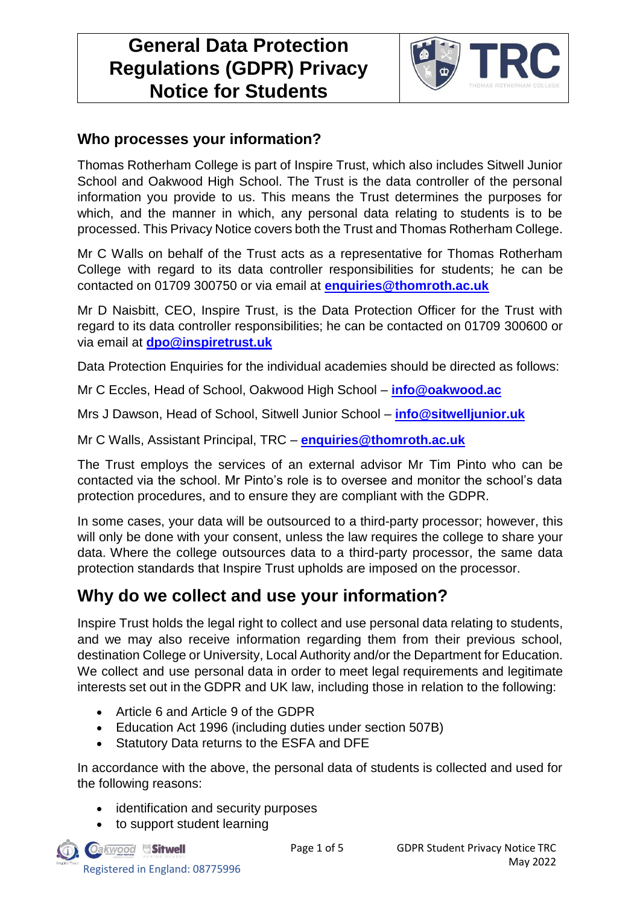# General Data Protection Regulations (GDPR) Privacy Notice for Students

## Who processes your information?

Thomas Rotherham College is part of Inspire Trust, which also includes Sitwell Junior School and Oakwood High School. The Trust is the data controller of the personal information you provide to us. This means the Trust determines the purposes for which, and the manner in which, any personal data relating to students is to be processed. This Privacy Notice covers both the Trust and Thomas Rotherham College.

Mr C Walls on behalf of the Trust acts as a representative for Thomas Rotherham College with regard to its data controller responsibilities for students; he can be contacted on 01709 300750 or via email at **enquiries@thomroth.ac.uk**

Mr D Naisbitt, CEO, Inspire Trust, is the Data Protection Officer for the Trust with regard to its data controller responsibilities; he can be contacted on 01709 300600 or via email at **dpo@inspiretrust.uk**

Data Protection Enquiries for the individual academies should be directed as follows:

Mr C Eccles, Head of School, Oakwood High School – **info@oakwood.ac**

Mrs J Dawson, Head of School, Sitwell Junior School – **info@sitwelljunior.uk**

Mr C Walls, Assistant Principal, TRC – **enquiries@thomroth.ac.uk**

The Trust employs the services of an external advisor Mr Tim Pinto who can be contacted via the school. Mr Pinto's role is to oversee and monitor the school's data protection procedures, and to ensure they are compliant with the GDPR.

In some cases, your data will be outsourced to a third-party processor; however, this will only be done with your consent, unless the law requires the college to share your data. Where the college outsources data to a third-party processor, the same data protection standards that Inspire Trust upholds are imposed on the processor.

# Why do we collect and use your information?

Inspire Trust holds the legal right to collect and use personal data relating to students, and we may also receive information regarding them from their previous school, destination College or University, Local Authority and/or the Department for Education. We collect and use personal data in order to meet legal requirements and legitimate interests set out in the GDPR and UK law, including those in relation to the following:

- Article 6 and Article 9 of the GDPR
- Education Act 1996 (including duties under section 507B)
- Statutory Data returns to the ESFA and DFE

In accordance with the above, the personal data of students is collected and used for the following reasons:

- identification and security purposes
- to support student learning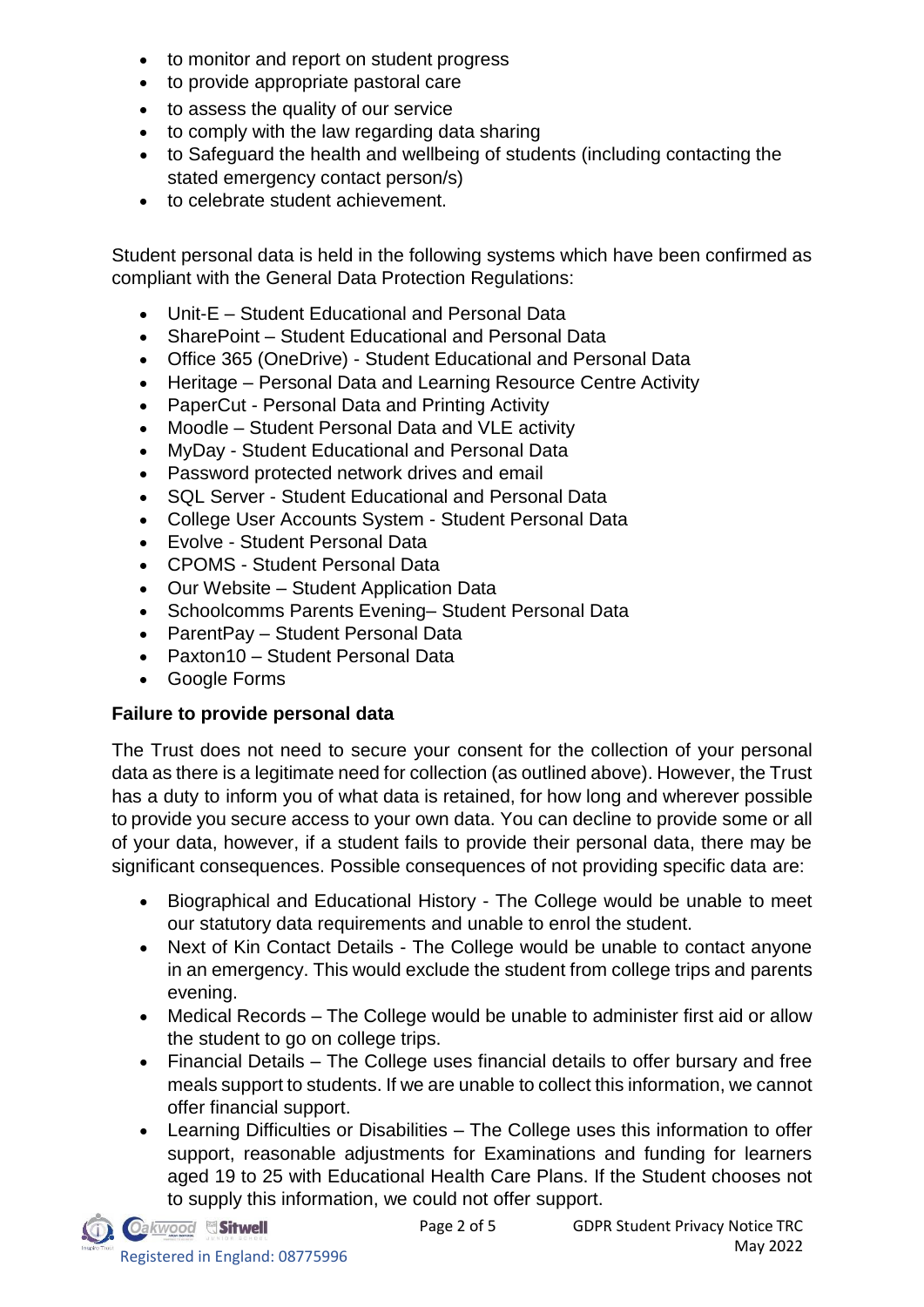- to monitor and report on student progress
- to provide appropriate pastoral care
- to assess the quality of our service
- to comply with the law regarding data sharing
- to Safeguard the health and wellbeing of students (including contacting the stated emergency contact person/s)
- to celebrate student achievement.

Student personal data is held in the following systems which have been confirmed as compliant with the General Data Protection Regulations:

- Unit-E – Student Educational and Personal Data
- SharePoint – Student Educational and Personal Data
- Office 365 (OneDrive) - Student Educational and Personal Data
- Heritage – Personal Data and Learning Resource Centre Activity
- PaperCut - Personal Data and Printing Activity
- Moodle – Student Personal Data and VLE activity
- MyDay - Student Educational and Personal Data
- Password protected network drives and email
- SQL Server - Student Educational and Personal Data
- College User Accounts System - Student Personal Data
- Evolve - Student Personal Data
- CPOMS - Student Personal Data
- Our Website – Student Application Data
- Schoolcomms Parents Evening– Student Personal Data
- ParentPay – Student Personal Data
- Paxton10 – Student Personal Data
- Google Forms

**Failure to provide personal data**

The Trust does not need to secure your consent for the collection of your personal data as there is a legitimate need for collection (as outlined above). However, the Trust has a duty to inform you of what data is retained, for how long and wherever possible to provide you secure access to your own data. You can decline to provide some or all of your data, however, if a student fails to provide their personal data, there may be significant consequences. Possible consequences of not providing specific data are:

- Biographical and Educational History - The College would be unable to meet our statutory data requirements and unable to enrol the student.
- Next of Kin Contact Details - The College would be unable to contact anyone in an emergency. This would exclude the student from college trips and parents evening.
- Medical Records – The College would be unable to administer first aid or allow the student to go on college trips.
- Financial Details – The College uses financial details to offer bursary and free meals support to students. If we are unable to collect this information, we cannot offer financial support.
- Learning Difficulties or Disabilities – The College uses this information to offer support, reasonable adjustments for Examinations and funding for learners aged 19 to 25 with Educational Health Care Plans. If the Student chooses not to supply this information, we could not offer support.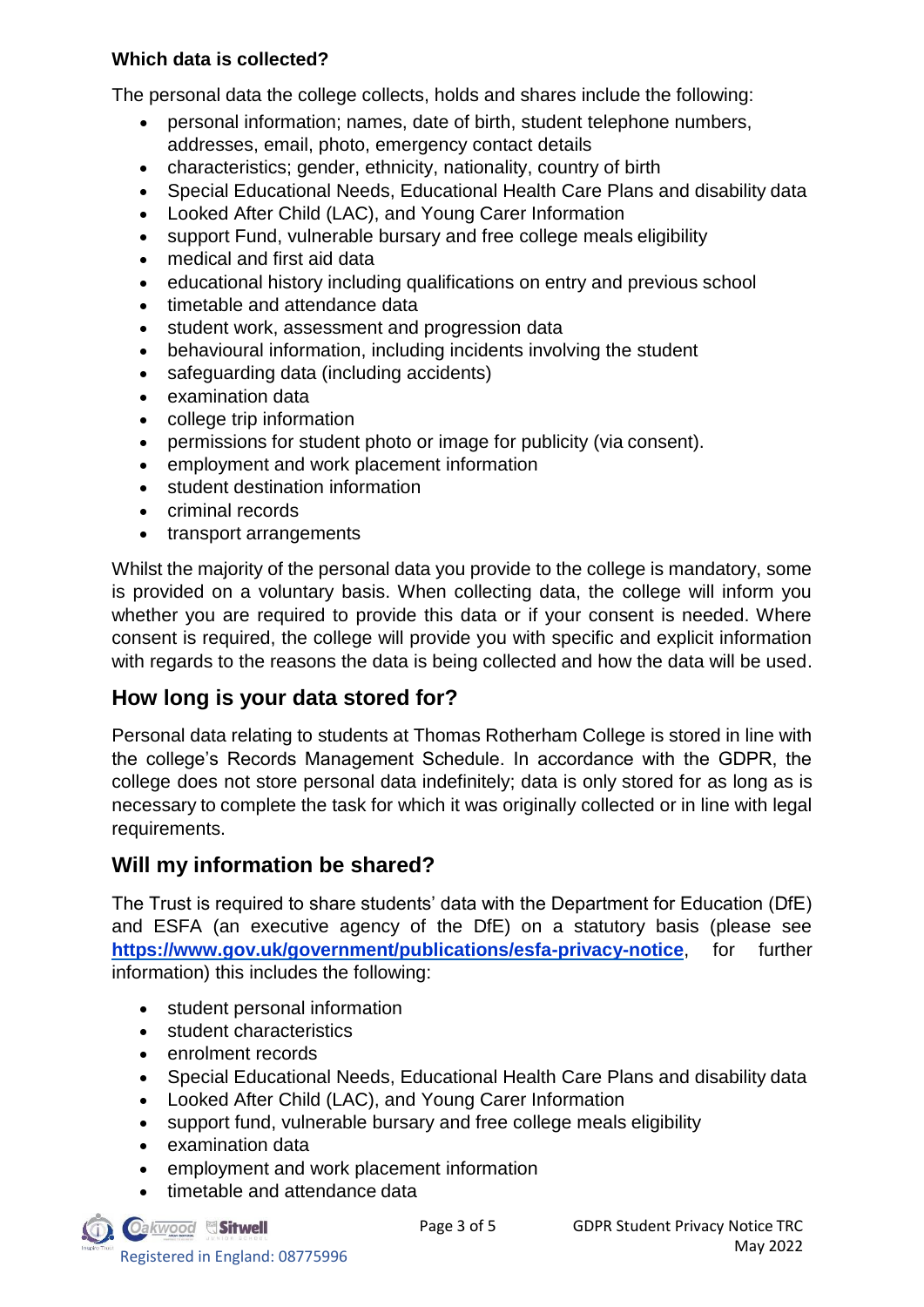**Which data is collected?**

The personal data the college collects, holds and shares include the following:

- personal information; names, date of birth, student telephone numbers, addresses, email, photo, emergency contact details
- characteristics; gender, ethnicity, nationality, country of birth
- Special Educational Needs, Educational Health Care Plans and disability data
- Looked After Child (LAC), and Young Carer Information
- support Fund, vulnerable bursary and free college meals eligibility
- medical and first aid data
- educational history including qualifications on entry and previous school
- timetable and attendance data
- student work, assessment and progression data
- behavioural information, including incidents involving the student
- safeguarding data (including accidents)
- examination data
- college trip information
- permissions for student photo or image for publicity (via consent).
- employment and work placement information
- student destination information
- criminal records
- transport arrangements

Whilst the majority of the personal data you provide to the college is mandatory, some is provided on a voluntary basis. When collecting data, the college will inform you whether you are required to provide this data or if your consent is needed. Where consent is required, the college will provide you with specific and explicit information with regards to the reasons the data is being collected and how the data will be used.

## How long is your data stored for?

Personal data relating to students at Thomas Rotherham College is stored in line with the college's Records Management Schedule. In accordance with the GDPR, the college does not store personal data indefinitely; data is only stored for as long as is necessary to complete the task for which it was originally collected or in line with legal requirements.

## Will my information be shared?

The Trust is required to share students' data with the Department for Education (DfE) and ESFA (an executive agency of the DfE) on a statutory basis (please see **https://www.gov.uk/government/publications/esfa-privacy-notice**, for further information) this includes the following:

- student personal information
- student characteristics
- enrolment records
- Special Educational Needs, Educational Health Care Plans and disability data
- Looked After Child (LAC), and Young Carer Information
- support fund, vulnerable bursary and free college meals eligibility
- examination data
- employment and work placement information
- timetable and attendance data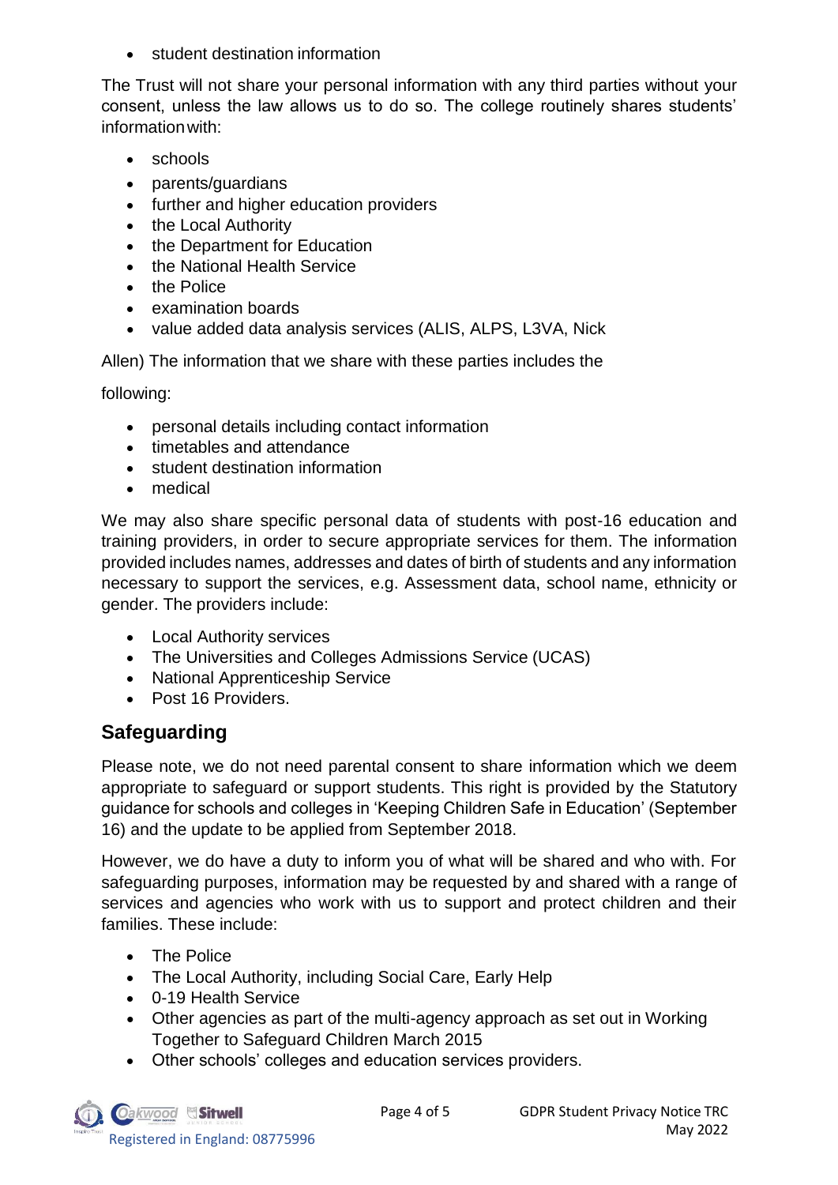- student destination information

The Trust will not share your personal information with any third parties without your consent, unless the law allows us to do so. The college routinely shares students' information with:

- schools
- parents/guardians
- further and higher education providers
- the Local Authority
- the Department for Education
- the National Health Service
- the Police
- examination boards
- value added data analysis services (ALIS, ALPS, L3VA, Nick

Allen) The information that we share with these parties includes the

following:

- personal details including contact information
- timetables and attendance
- student destination information
- medical

We may also share specific personal data of students with post-16 education and training providers, in order to secure appropriate services for them. The information provided includes names, addresses and dates of birth of students and any information necessary to support the services, e.g. Assessment data, school name, ethnicity or gender. The providers include:

- Local Authority services
- The Universities and Colleges Admissions Service (UCAS)
- National Apprenticeship Service
- Post 16 Providers.

## Safeguarding

Please note, we do not need parental consent to share information which we deem appropriate to safeguard or support students. This right is provided by the Statutory guidance for schools and colleges in 'Keeping Children Safe in Education' (September 16) and the update to be applied from September 2018.

However, we do have a duty to inform you of what will be shared and who with. For safeguarding purposes, information may be requested by and shared with a range of services and agencies who work with us to support and protect children and their families. These include:

- The Police
- The Local Authority, including Social Care, Early Help
- 0-19 Health Service
- Other agencies as part of the multi-agency approach as set out in Working Together to Safeguard Children March 2015
- Other schools' colleges and education services providers.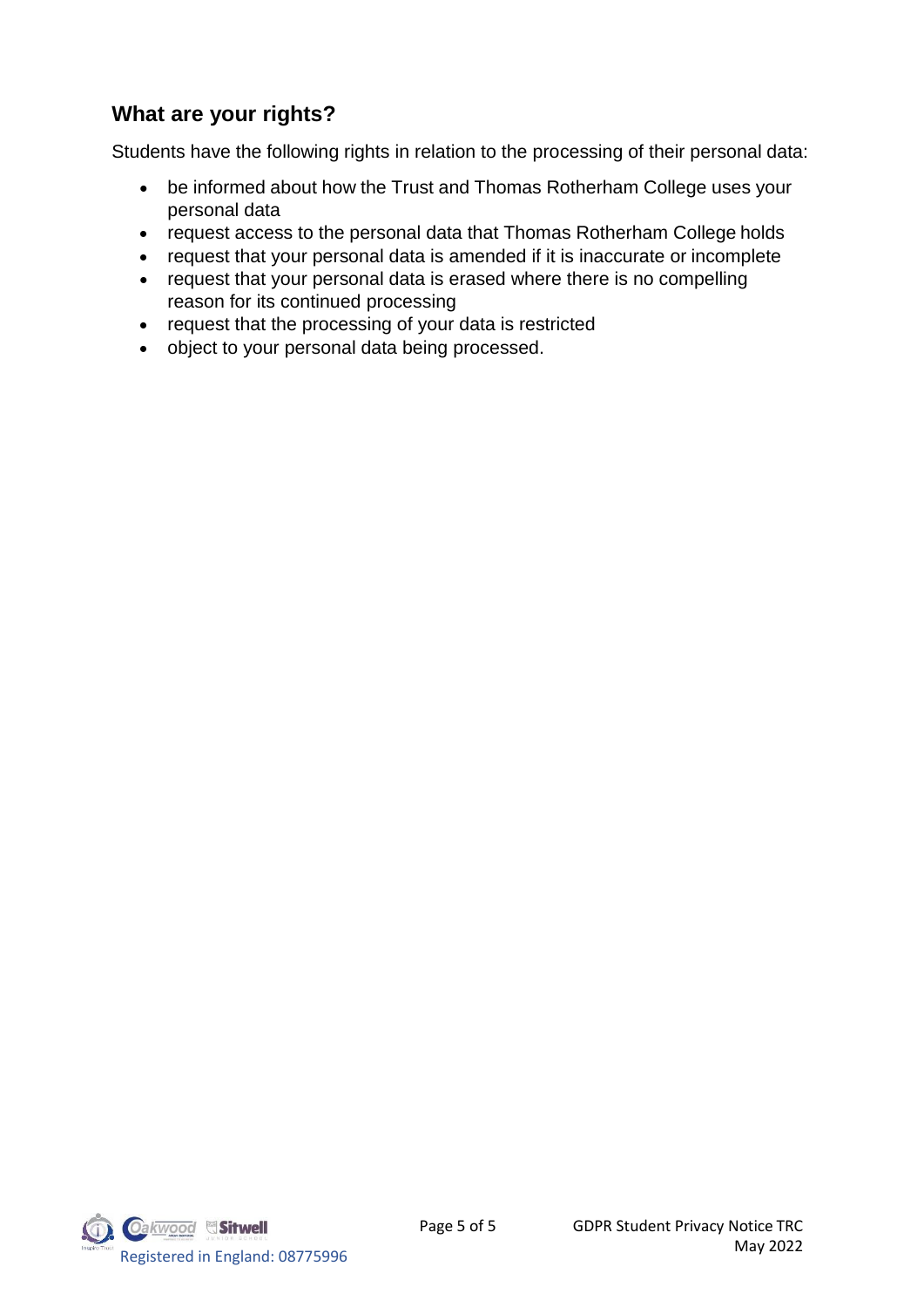## What are your rights?

Students have the following rights in relation to the processing of their personal data:

- be informed about how the Trust and Thomas Rotherham College uses your personal data
- request access to the personal data that Thomas Rotherham College holds
- request that your personal data is amended if it is inaccurate or incomplete
- request that your personal data is erased where there is no compelling reason for its continued processing
- request that the processing of your data is restricted
- object to your personal data being processed.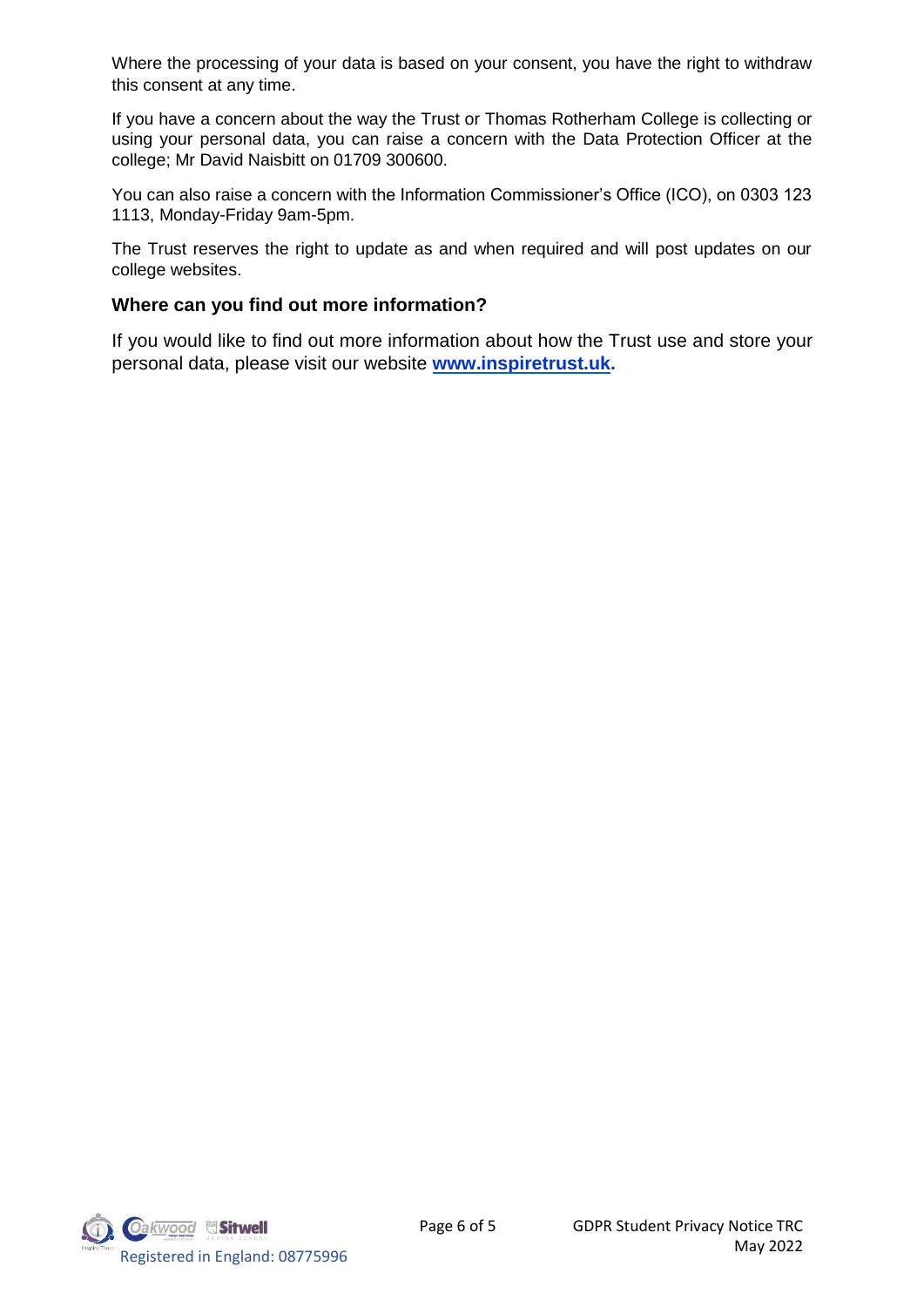Where the processing of your data is based on your consent, you have the right to withdraw this consent at any time.

If you have a concern about the way the Trust or Thomas Rotherham College is collecting or using your personal data, you can raise a concern with the Data Protection Officer at the college; Mr David Naisbitt on 01709 300600.

You can also raise a concern with the Information Commissioner's Office (ICO), on 0303 123 1113, Monday-Friday 9am-5pm.

The Trust reserves the right to update as and when required and will post updates on our college websites.

### Where can you find out more information?

If you would like to find out more information about how the Trust use and store your personal data, please visit our website **www.inspiretrust.uk.**